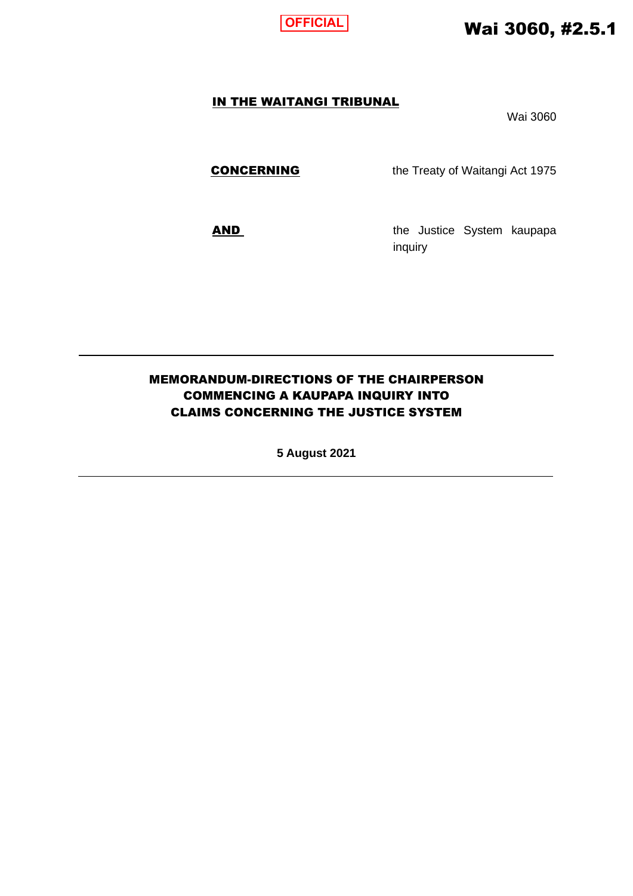OFFICIAL

**Wai 3060, #2.5.1**

**IN THE WAITANGI TRIBUNAL**

Wai 3060

| | |
|---|---|
| **CONCERNING** | the Treaty of Waitangi Act 1975 |
| **AND** | the Justice System kaupapa inquiry |

---

# MEMORANDUM-DIRECTIONS OF THE CHAIRPERSON COMMENCING A KAUPAPA INQUIRY INTO CLAIMS CONCERNING THE JUSTICE SYSTEM

**5 August 2021**

---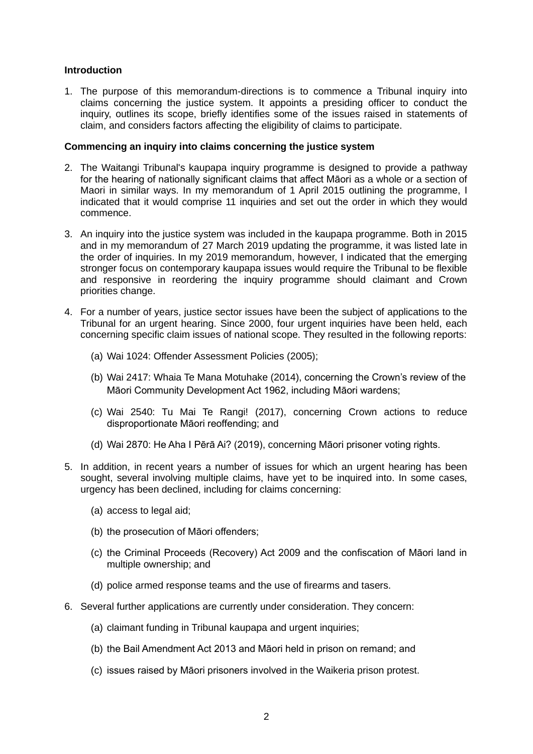**Introduction**

1. The purpose of this memorandum-directions is to commence a Tribunal inquiry into claims concerning the justice system. It appoints a presiding officer to conduct the inquiry, outlines its scope, briefly identifies some of the issues raised in statements of claim, and considers factors affecting the eligibility of claims to participate.

**Commencing an inquiry into claims concerning the justice system**

2. The Waitangi Tribunal's kaupapa inquiry programme is designed to provide a pathway for the hearing of nationally significant claims that affect Māori as a whole or a section of Maori in similar ways. In my memorandum of 1 April 2015 outlining the programme, I indicated that it would comprise 11 inquiries and set out the order in which they would commence.

3. An inquiry into the justice system was included in the kaupapa programme. Both in 2015 and in my memorandum of 27 March 2019 updating the programme, it was listed late in the order of inquiries. In my 2019 memorandum, however, I indicated that the emerging stronger focus on contemporary kaupapa issues would require the Tribunal to be flexible and responsive in reordering the inquiry programme should claimant and Crown priorities change.

4. For a number of years, justice sector issues have been the subject of applications to the Tribunal for an urgent hearing. Since 2000, four urgent inquiries have been held, each concerning specific claim issues of national scope. They resulted in the following reports:

   (a) Wai 1024: Offender Assessment Policies (2005);

   (b) Wai 2417: Whaia Te Mana Motuhake (2014), concerning the Crown's review of the Māori Community Development Act 1962, including Māori wardens;

   (c) Wai 2540: Tu Mai Te Rangi! (2017), concerning Crown actions to reduce disproportionate Māori reoffending; and

   (d) Wai 2870: He Aha I Pērā Ai? (2019), concerning Māori prisoner voting rights.

5. In addition, in recent years a number of issues for which an urgent hearing has been sought, several involving multiple claims, have yet to be inquired into. In some cases, urgency has been declined, including for claims concerning:

   (a) access to legal aid;

   (b) the prosecution of Māori offenders;

   (c) the Criminal Proceeds (Recovery) Act 2009 and the confiscation of Māori land in multiple ownership; and

   (d) police armed response teams and the use of firearms and tasers.

6. Several further applications are currently under consideration. They concern:

   (a) claimant funding in Tribunal kaupapa and urgent inquiries;

   (b) the Bail Amendment Act 2013 and Māori held in prison on remand; and

   (c) issues raised by Māori prisoners involved in the Waikeria prison protest.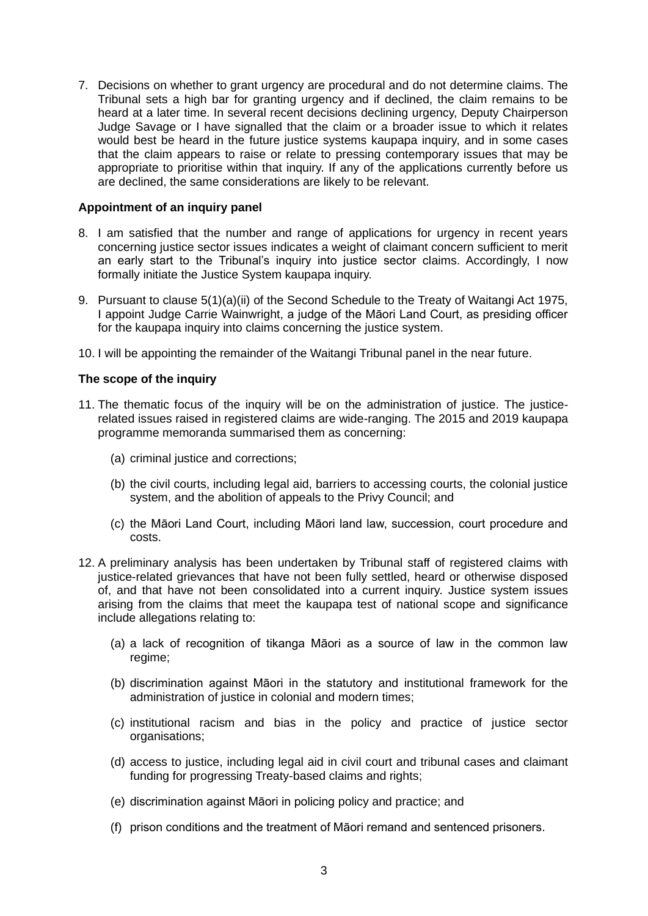7. Decisions on whether to grant urgency are procedural and do not determine claims. The Tribunal sets a high bar for granting urgency and if declined, the claim remains to be heard at a later time. In several recent decisions declining urgency, Deputy Chairperson Judge Savage or I have signalled that the claim or a broader issue to which it relates would best be heard in the future justice systems kaupapa inquiry, and in some cases that the claim appears to raise or relate to pressing contemporary issues that may be appropriate to prioritise within that inquiry. If any of the applications currently before us are declined, the same considerations are likely to be relevant.

**Appointment of an inquiry panel**

8. I am satisfied that the number and range of applications for urgency in recent years concerning justice sector issues indicates a weight of claimant concern sufficient to merit an early start to the Tribunal's inquiry into justice sector claims. Accordingly, I now formally initiate the Justice System kaupapa inquiry.

9. Pursuant to clause 5(1)(a)(ii) of the Second Schedule to the Treaty of Waitangi Act 1975, I appoint Judge Carrie Wainwright, a judge of the Māori Land Court, as presiding officer for the kaupapa inquiry into claims concerning the justice system.

10. I will be appointing the remainder of the Waitangi Tribunal panel in the near future.

**The scope of the inquiry**

11. The thematic focus of the inquiry will be on the administration of justice. The justice-related issues raised in registered claims are wide-ranging. The 2015 and 2019 kaupapa programme memoranda summarised them as concerning:

    (a) criminal justice and corrections;

    (b) the civil courts, including legal aid, barriers to accessing courts, the colonial justice system, and the abolition of appeals to the Privy Council; and

    (c) the Māori Land Court, including Māori land law, succession, court procedure and costs.

12. A preliminary analysis has been undertaken by Tribunal staff of registered claims with justice-related grievances that have not been fully settled, heard or otherwise disposed of, and that have not been consolidated into a current inquiry. Justice system issues arising from the claims that meet the kaupapa test of national scope and significance include allegations relating to:

    (a) a lack of recognition of tikanga Māori as a source of law in the common law regime;

    (b) discrimination against Māori in the statutory and institutional framework for the administration of justice in colonial and modern times;

    (c) institutional racism and bias in the policy and practice of justice sector organisations;

    (d) access to justice, including legal aid in civil court and tribunal cases and claimant funding for progressing Treaty-based claims and rights;

    (e) discrimination against Māori in policing policy and practice; and

    (f) prison conditions and the treatment of Māori remand and sentenced prisoners.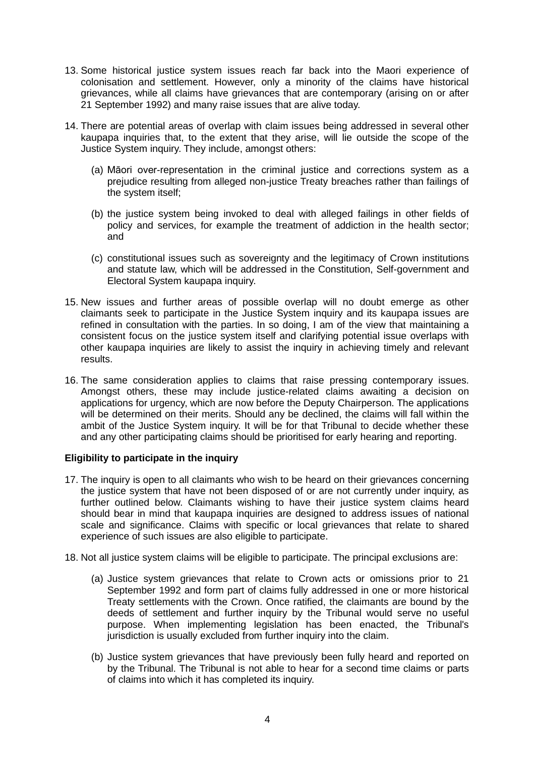13. Some historical justice system issues reach far back into the Maori experience of colonisation and settlement. However, only a minority of the claims have historical grievances, while all claims have grievances that are contemporary (arising on or after 21 September 1992) and many raise issues that are alive today.

14. There are potential areas of overlap with claim issues being addressed in several other kaupapa inquiries that, to the extent that they arise, will lie outside the scope of the Justice System inquiry. They include, amongst others:

    (a) Māori over-representation in the criminal justice and corrections system as a prejudice resulting from alleged non-justice Treaty breaches rather than failings of the system itself;

    (b) the justice system being invoked to deal with alleged failings in other fields of policy and services, for example the treatment of addiction in the health sector; and

    (c) constitutional issues such as sovereignty and the legitimacy of Crown institutions and statute law, which will be addressed in the Constitution, Self-government and Electoral System kaupapa inquiry.

15. New issues and further areas of possible overlap will no doubt emerge as other claimants seek to participate in the Justice System inquiry and its kaupapa issues are refined in consultation with the parties. In so doing, I am of the view that maintaining a consistent focus on the justice system itself and clarifying potential issue overlaps with other kaupapa inquiries are likely to assist the inquiry in achieving timely and relevant results.

16. The same consideration applies to claims that raise pressing contemporary issues. Amongst others, these may include justice-related claims awaiting a decision on applications for urgency, which are now before the Deputy Chairperson. The applications will be determined on their merits. Should any be declined, the claims will fall within the ambit of the Justice System inquiry. It will be for that Tribunal to decide whether these and any other participating claims should be prioritised for early hearing and reporting.

**Eligibility to participate in the inquiry**

17. The inquiry is open to all claimants who wish to be heard on their grievances concerning the justice system that have not been disposed of or are not currently under inquiry, as further outlined below. Claimants wishing to have their justice system claims heard should bear in mind that kaupapa inquiries are designed to address issues of national scale and significance. Claims with specific or local grievances that relate to shared experience of such issues are also eligible to participate.

18. Not all justice system claims will be eligible to participate. The principal exclusions are:

    (a) Justice system grievances that relate to Crown acts or omissions prior to 21 September 1992 and form part of claims fully addressed in one or more historical Treaty settlements with the Crown. Once ratified, the claimants are bound by the deeds of settlement and further inquiry by the Tribunal would serve no useful purpose. When implementing legislation has been enacted, the Tribunal's jurisdiction is usually excluded from further inquiry into the claim.

    (b) Justice system grievances that have previously been fully heard and reported on by the Tribunal. The Tribunal is not able to hear for a second time claims or parts of claims into which it has completed its inquiry.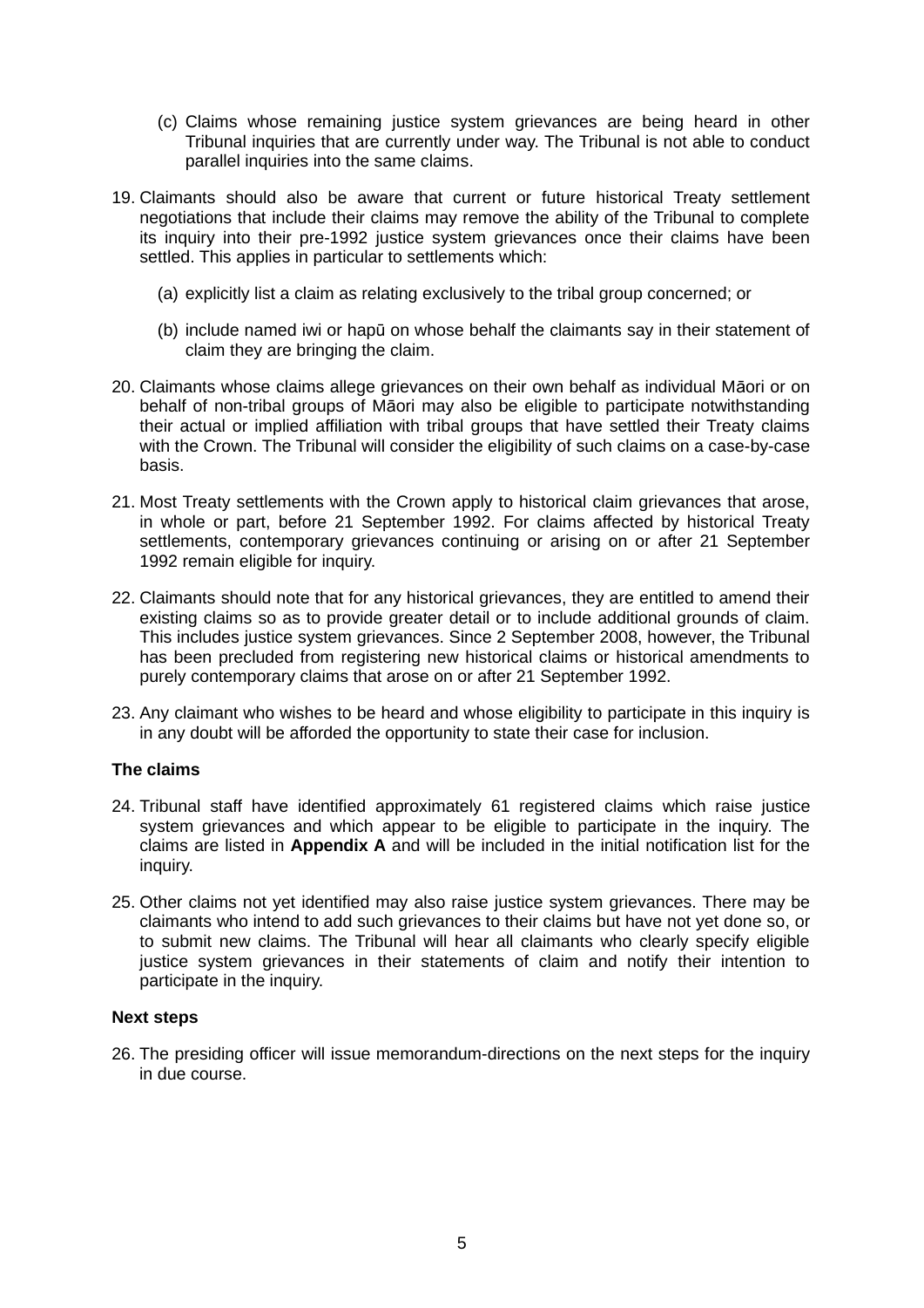(c) Claims whose remaining justice system grievances are being heard in other Tribunal inquiries that are currently under way. The Tribunal is not able to conduct parallel inquiries into the same claims.

19. Claimants should also be aware that current or future historical Treaty settlement negotiations that include their claims may remove the ability of the Tribunal to complete its inquiry into their pre-1992 justice system grievances once their claims have been settled. This applies in particular to settlements which:

    (a) explicitly list a claim as relating exclusively to the tribal group concerned; or

    (b) include named iwi or hapū on whose behalf the claimants say in their statement of claim they are bringing the claim.

20. Claimants whose claims allege grievances on their own behalf as individual Māori or on behalf of non-tribal groups of Māori may also be eligible to participate notwithstanding their actual or implied affiliation with tribal groups that have settled their Treaty claims with the Crown. The Tribunal will consider the eligibility of such claims on a case-by-case basis.

21. Most Treaty settlements with the Crown apply to historical claim grievances that arose, in whole or part, before 21 September 1992. For claims affected by historical Treaty settlements, contemporary grievances continuing or arising on or after 21 September 1992 remain eligible for inquiry.

22. Claimants should note that for any historical grievances, they are entitled to amend their existing claims so as to provide greater detail or to include additional grounds of claim. This includes justice system grievances. Since 2 September 2008, however, the Tribunal has been precluded from registering new historical claims or historical amendments to purely contemporary claims that arose on or after 21 September 1992.

23. Any claimant who wishes to be heard and whose eligibility to participate in this inquiry is in any doubt will be afforded the opportunity to state their case for inclusion.

**The claims**

24. Tribunal staff have identified approximately 61 registered claims which raise justice system grievances and which appear to be eligible to participate in the inquiry. The claims are listed in **Appendix A** and will be included in the initial notification list for the inquiry.

25. Other claims not yet identified may also raise justice system grievances. There may be claimants who intend to add such grievances to their claims but have not yet done so, or to submit new claims. The Tribunal will hear all claimants who clearly specify eligible justice system grievances in their statements of claim and notify their intention to participate in the inquiry.

**Next steps**

26. The presiding officer will issue memorandum-directions on the next steps for the inquiry in due course.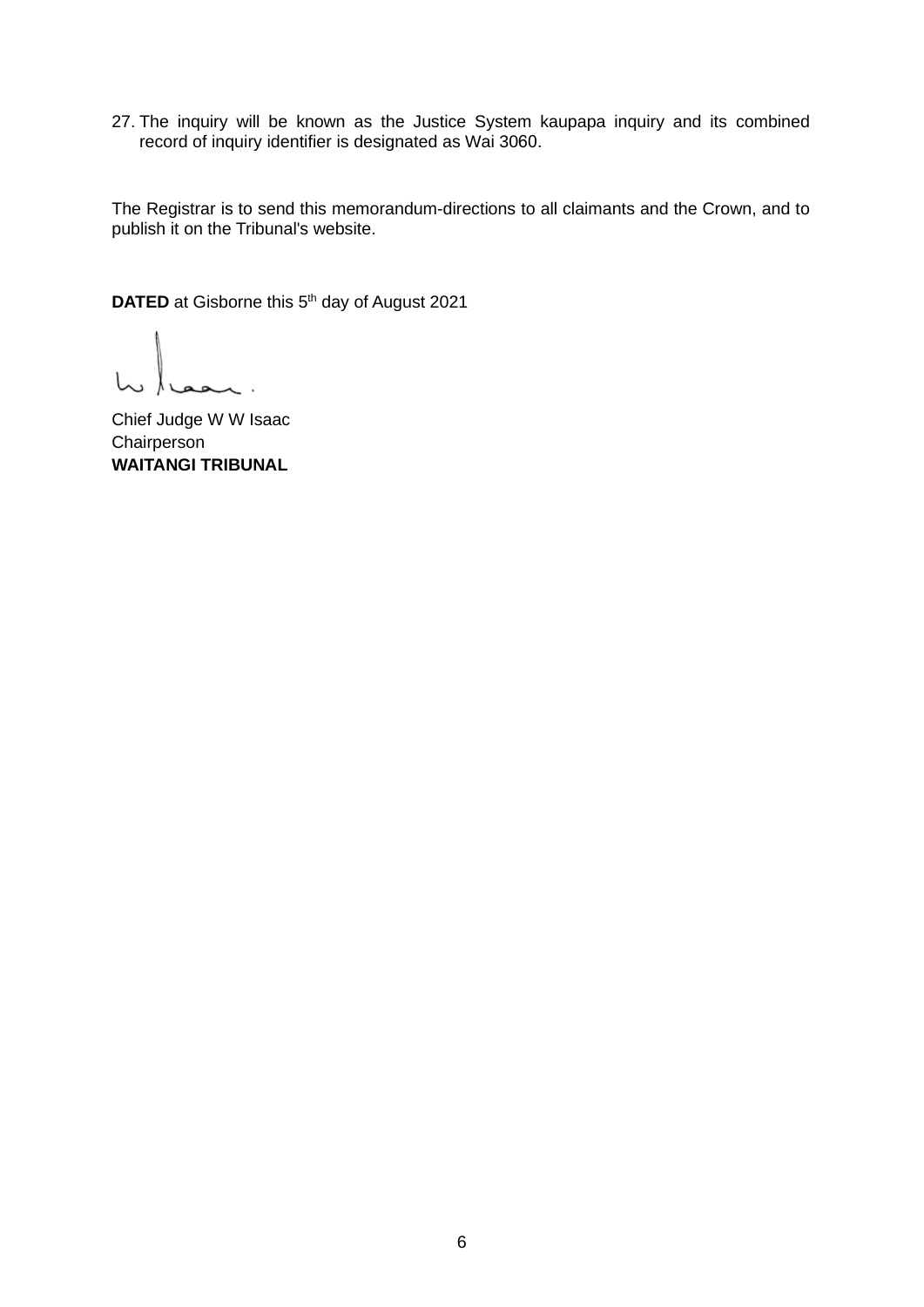27. The inquiry will be known as the Justice System kaupapa inquiry and its combined record of inquiry identifier is designated as Wai 3060.

The Registrar is to send this memorandum-directions to all claimants and the Crown, and to publish it on the Tribunal's website.

**DATED** at Gisborne this 5th day of August 2021

Chief Judge W W Isaac  
Chairperson  
**WAITANGI TRIBUNAL**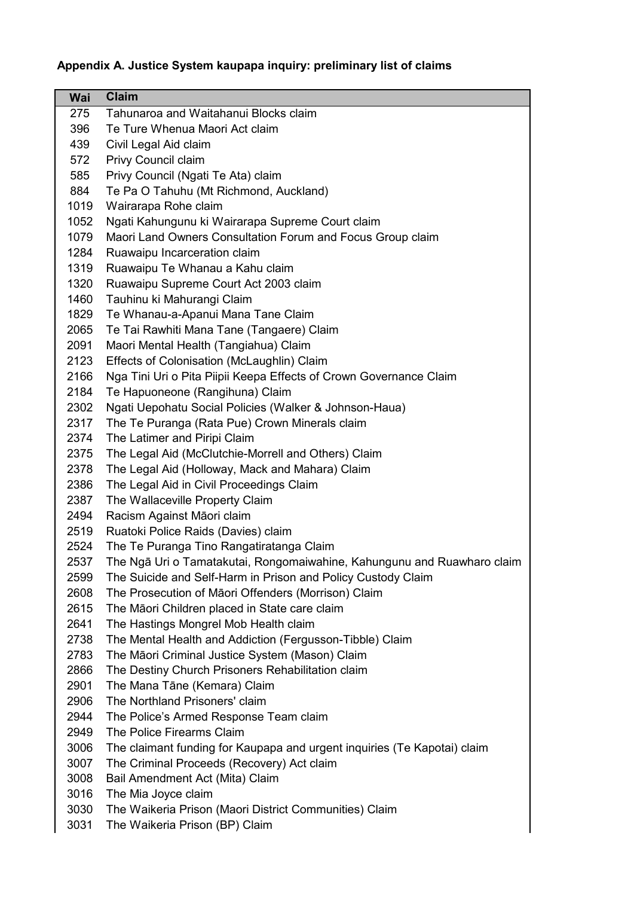**Appendix A. Justice System kaupapa inquiry: preliminary list of claims**

| Wai | Claim |
|---|---|
| 275 | Tahunaroa and Waitahanui Blocks claim |
| 396 | Te Ture Whenua Maori Act claim |
| 439 | Civil Legal Aid claim |
| 572 | Privy Council claim |
| 585 | Privy Council (Ngati Te Ata) claim |
| 884 | Te Pa O Tahuhu (Mt Richmond, Auckland) |
| 1019 | Wairarapa Rohe claim |
| 1052 | Ngati Kahungunu ki Wairarapa Supreme Court claim |
| 1079 | Maori Land Owners Consultation Forum and Focus Group claim |
| 1284 | Ruawaipu Incarceration claim |
| 1319 | Ruawaipu Te Whanau a Kahu claim |
| 1320 | Ruawaipu Supreme Court Act 2003 claim |
| 1460 | Tauhinu ki Mahurangi Claim |
| 1829 | Te Whanau-a-Apanui Mana Tane Claim |
| 2065 | Te Tai Rawhiti Mana Tane (Tangaere) Claim |
| 2091 | Maori Mental Health (Tangiahua) Claim |
| 2123 | Effects of Colonisation (McLaughlin) Claim |
| 2166 | Nga Tini Uri o Pita Piipii Keepa Effects of Crown Governance Claim |
| 2184 | Te Hapuoneone (Rangihuna) Claim |
| 2302 | Ngati Uepohatu Social Policies (Walker & Johnson-Haua) |
| 2317 | The Te Puranga (Rata Pue) Crown Minerals claim |
| 2374 | The Latimer and Piripi Claim |
| 2375 | The Legal Aid (McClutchie-Morrell and Others) Claim |
| 2378 | The Legal Aid (Holloway, Mack and Mahara) Claim |
| 2386 | The Legal Aid in Civil Proceedings Claim |
| 2387 | The Wallaceville Property Claim |
| 2494 | Racism Against Māori claim |
| 2519 | Ruatoki Police Raids (Davies) claim |
| 2524 | The Te Puranga Tino Rangatiratanga Claim |
| 2537 | The Ngā Uri o Tamatakutai, Rongomaiwahine, Kahungunu and Ruawharo claim |
| 2599 | The Suicide and Self-Harm in Prison and Policy Custody Claim |
| 2608 | The Prosecution of Māori Offenders (Morrison) Claim |
| 2615 | The Māori Children placed in State care claim |
| 2641 | The Hastings Mongrel Mob Health claim |
| 2738 | The Mental Health and Addiction (Fergusson-Tibble) Claim |
| 2783 | The Māori Criminal Justice System (Mason) Claim |
| 2866 | The Destiny Church Prisoners Rehabilitation claim |
| 2901 | The Mana Tāne (Kemara) Claim |
| 2906 | The Northland Prisoners' claim |
| 2944 | The Police's Armed Response Team claim |
| 2949 | The Police Firearms Claim |
| 3006 | The claimant funding for Kaupapa and urgent inquiries (Te Kapotai) claim |
| 3007 | The Criminal Proceeds (Recovery) Act claim |
| 3008 | Bail Amendment Act (Mita) Claim |
| 3016 | The Mia Joyce claim |
| 3030 | The Waikeria Prison (Maori District Communities) Claim |
| 3031 | The Waikeria Prison (BP) Claim |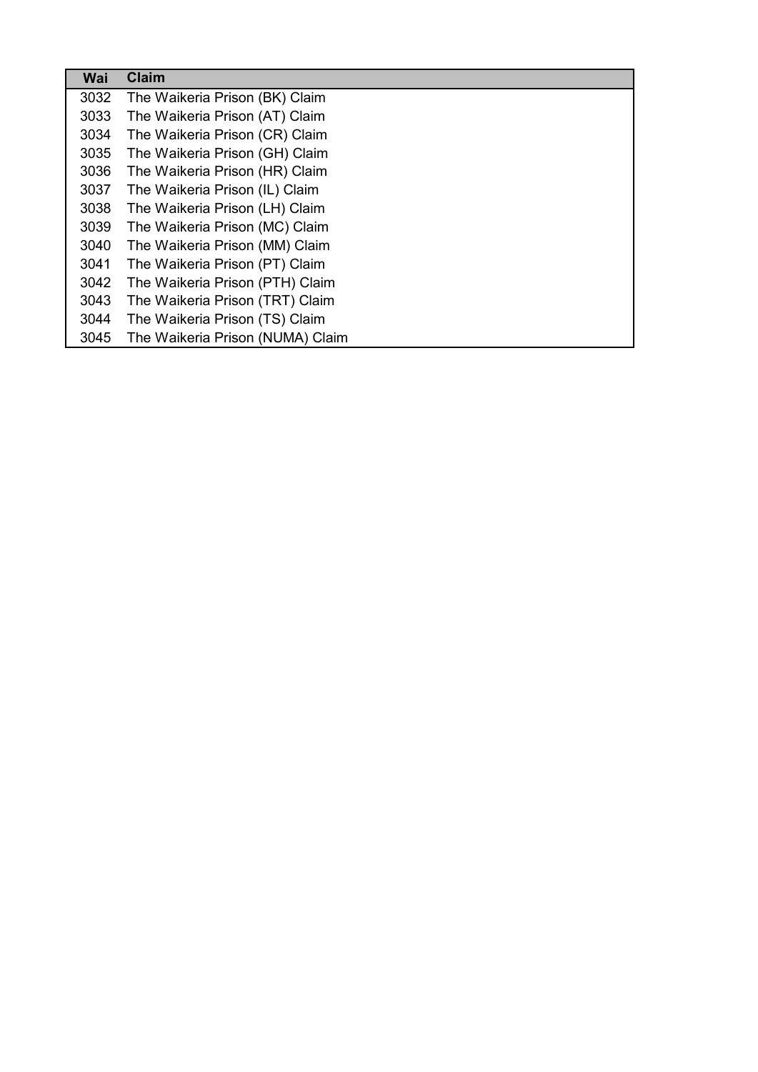| Wai | Claim |
|---|---|
| 3032 | The Waikeria Prison (BK) Claim |
| 3033 | The Waikeria Prison (AT) Claim |
| 3034 | The Waikeria Prison (CR) Claim |
| 3035 | The Waikeria Prison (GH) Claim |
| 3036 | The Waikeria Prison (HR) Claim |
| 3037 | The Waikeria Prison (IL) Claim |
| 3038 | The Waikeria Prison (LH) Claim |
| 3039 | The Waikeria Prison (MC) Claim |
| 3040 | The Waikeria Prison (MM) Claim |
| 3041 | The Waikeria Prison (PT) Claim |
| 3042 | The Waikeria Prison (PTH) Claim |
| 3043 | The Waikeria Prison (TRT) Claim |
| 3044 | The Waikeria Prison (TS) Claim |
| 3045 | The Waikeria Prison (NUMA) Claim |